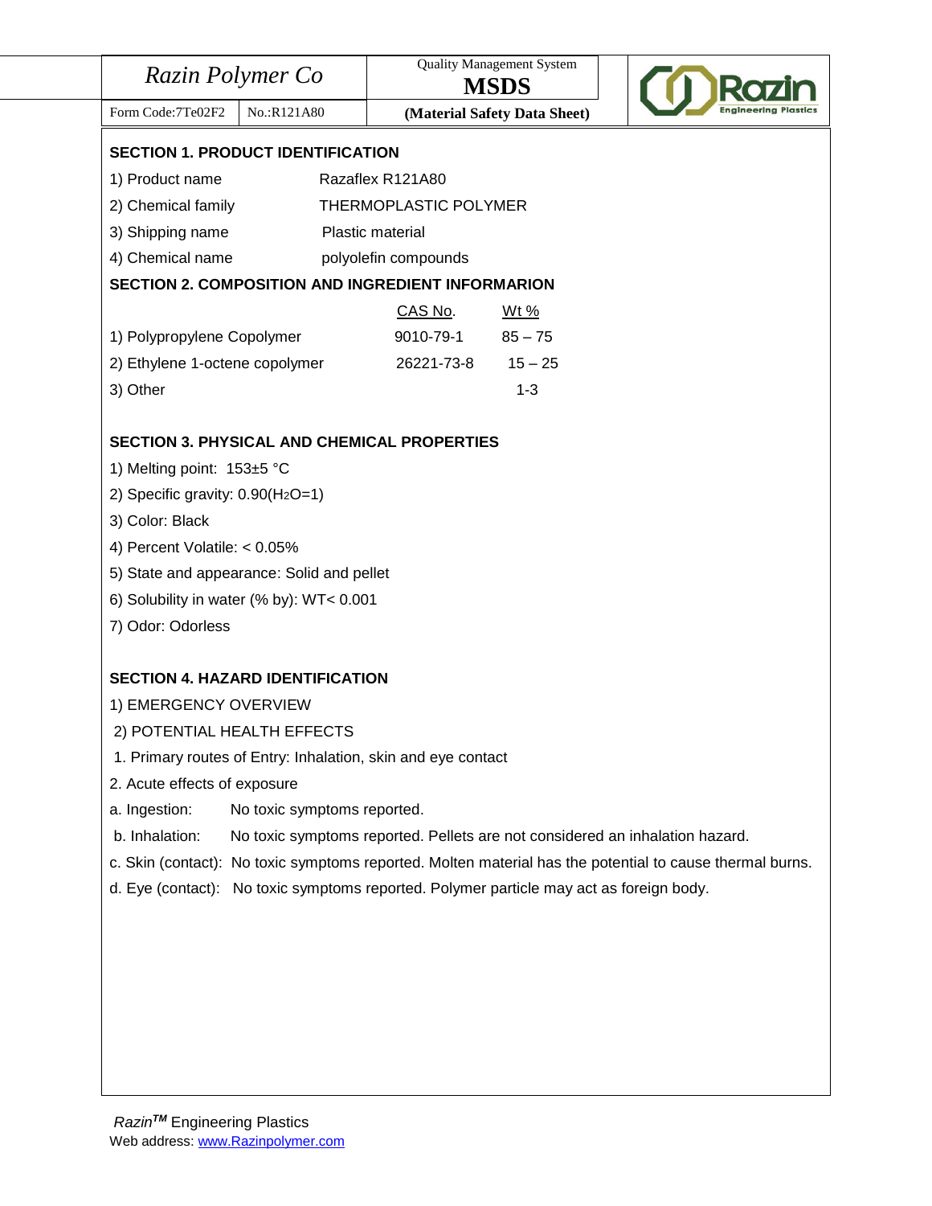| Razin Polymer Co | | Quality Management System **MSDS** |
|---|---|---|
| Form Code:7Te02F2 | No.:R121A80 | **(Material Safety Data Sheet)** |

**SECTION 1. PRODUCT IDENTIFICATION**

1) Product name Razaflex R121A80

2) Chemical family THERMOPLASTIC POLYMER

3) Shipping name Plastic material

4) Chemical name polyolefin compounds

**SECTION 2. COMPOSITION AND INGREDIENT INFORMARION**

| | CAS No. | Wt % |
|---|---|---|
| 1) Polypropylene Copolymer | 9010-79-1 | 85 – 75 |
| 2) Ethylene 1-octene copolymer | 26221-73-8 | 15 – 25 |
| 3) Other | | 1-3 |

**SECTION 3. PHYSICAL AND CHEMICAL PROPERTIES**

1) Melting point: 153±5 °C

2) Specific gravity: 0.90($H_2O$=1)

3) Color: Black

4) Percent Volatile: < 0.05%

5) State and appearance: Solid and pellet

6) Solubility in water (% by): WT< 0.001

7) Odor: Odorless

**SECTION 4. HAZARD IDENTIFICATION**

1) EMERGENCY OVERVIEW

2) POTENTIAL HEALTH EFFECTS

1. Primary routes of Entry: Inhalation, skin and eye contact

2. Acute effects of exposure

a. Ingestion: No toxic symptoms reported.

b. Inhalation: No toxic symptoms reported. Pellets are not considered an inhalation hazard.

c. Skin (contact): No toxic symptoms reported. Molten material has the potential to cause thermal burns.

d. Eye (contact): No toxic symptoms reported. Polymer particle may act as foreign body.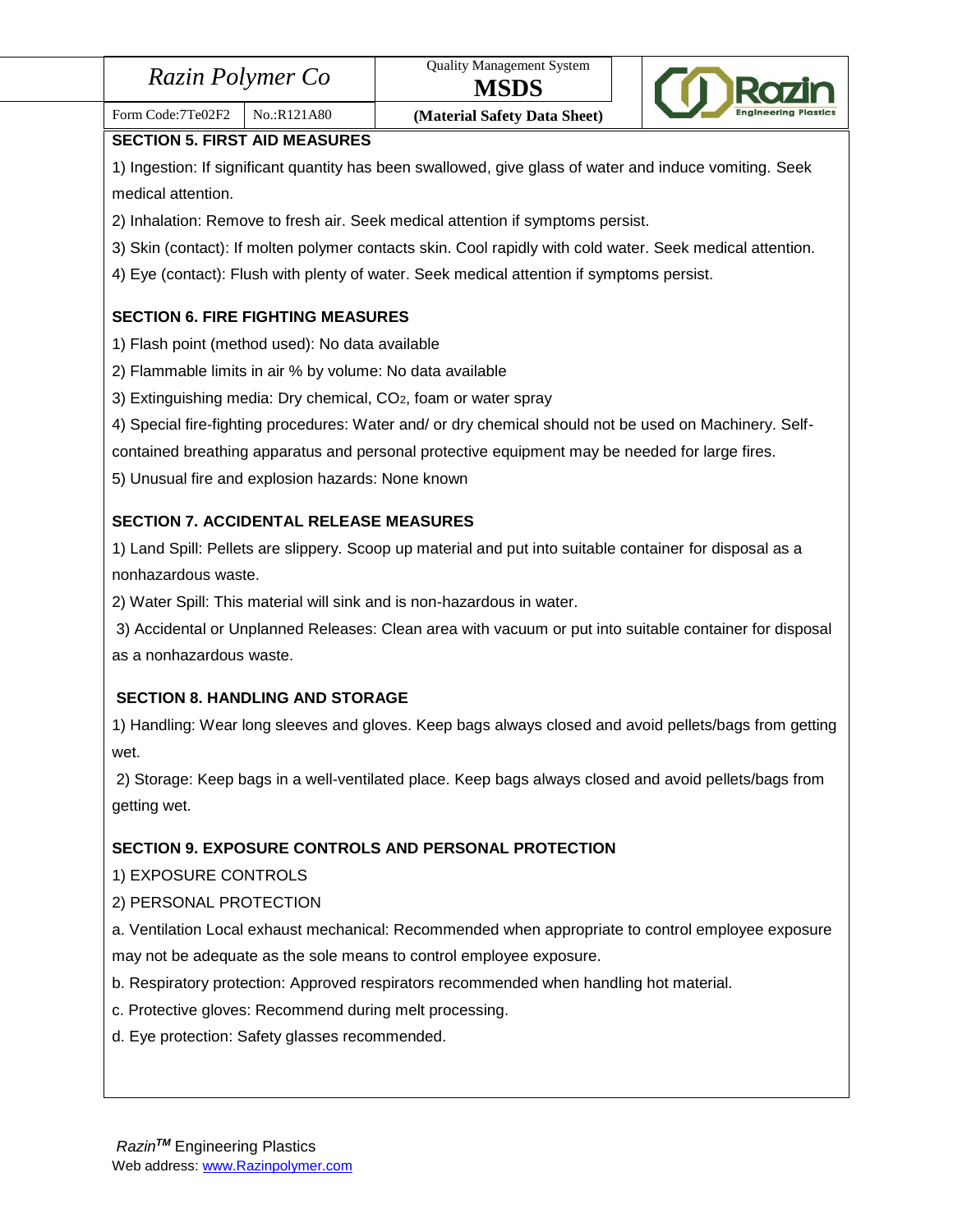## SECTION 5. FIRST AID MEASURES

1) Ingestion: If significant quantity has been swallowed, give glass of water and induce vomiting. Seek medical attention.

2) Inhalation: Remove to fresh air. Seek medical attention if symptoms persist.

3) Skin (contact): If molten polymer contacts skin. Cool rapidly with cold water. Seek medical attention.

4) Eye (contact): Flush with plenty of water. Seek medical attention if symptoms persist.

## SECTION 6. FIRE FIGHTING MEASURES

1) Flash point (method used): No data available

2) Flammable limits in air % by volume: No data available

3) Extinguishing media: Dry chemical, $CO_2$, foam or water spray

4) Special fire-fighting procedures: Water and/ or dry chemical should not be used on Machinery. Self-contained breathing apparatus and personal protective equipment may be needed for large fires.

5) Unusual fire and explosion hazards: None known

## SECTION 7. ACCIDENTAL RELEASE MEASURES

1) Land Spill: Pellets are slippery. Scoop up material and put into suitable container for disposal as a nonhazardous waste.

2) Water Spill: This material will sink and is non-hazardous in water.

3) Accidental or Unplanned Releases: Clean area with vacuum or put into suitable container for disposal as a nonhazardous waste.

## SECTION 8. HANDLING AND STORAGE

1) Handling: Wear long sleeves and gloves. Keep bags always closed and avoid pellets/bags from getting wet.

2) Storage: Keep bags in a well-ventilated place. Keep bags always closed and avoid pellets/bags from getting wet.

## SECTION 9. EXPOSURE CONTROLS AND PERSONAL PROTECTION

1) EXPOSURE CONTROLS

2) PERSONAL PROTECTION

a. Ventilation Local exhaust mechanical: Recommended when appropriate to control employee exposure may not be adequate as the sole means to control employee exposure.

b. Respiratory protection: Approved respirators recommended when handling hot material.

c. Protective gloves: Recommend during melt processing.

d. Eye protection: Safety glasses recommended.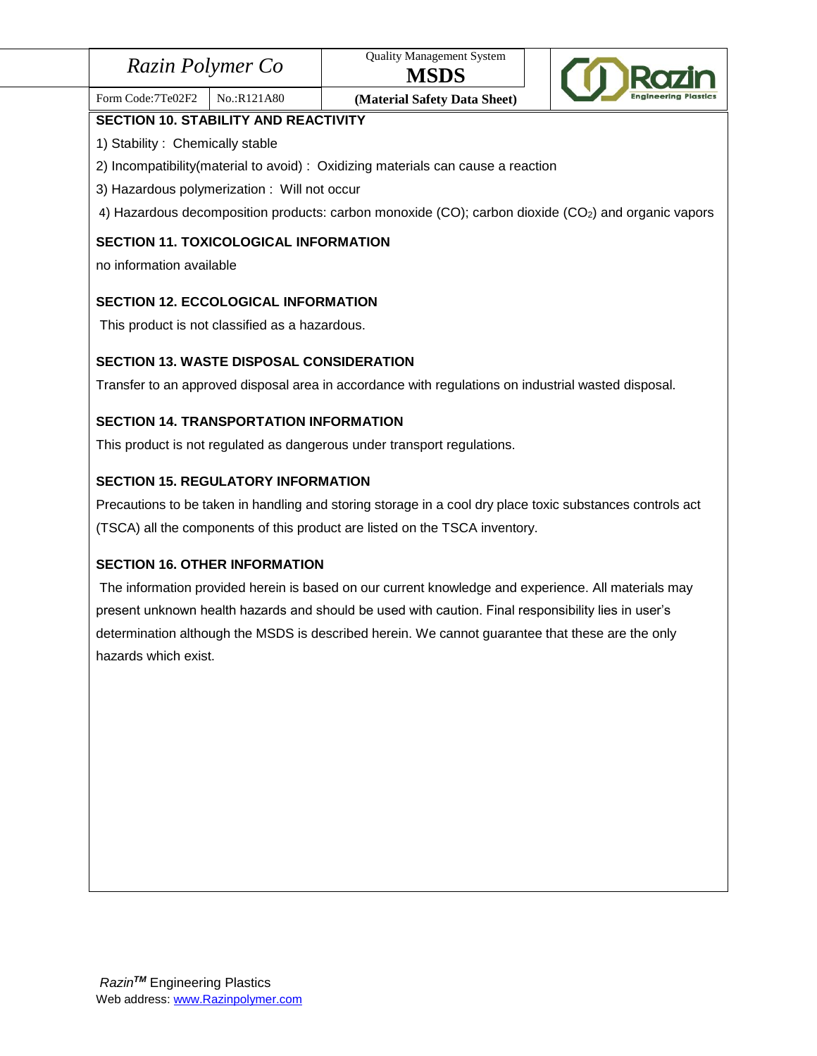## SECTION 10. STABILITY AND REACTIVITY

1) Stability : Chemically stable

2) Incompatibility(material to avoid) : Oxidizing materials can cause a reaction

3) Hazardous polymerization : Will not occur

4) Hazardous decomposition products: carbon monoxide (CO); carbon dioxide ($CO_2$) and organic vapors

## SECTION 11. TOXICOLOGICAL INFORMATION

no information available

## SECTION 12. ECCOLOGICAL INFORMATION

This product is not classified as a hazardous.

## SECTION 13. WASTE DISPOSAL CONSIDERATION

Transfer to an approved disposal area in accordance with regulations on industrial wasted disposal.

## SECTION 14. TRANSPORTATION INFORMATION

This product is not regulated as dangerous under transport regulations.

## SECTION 15. REGULATORY INFORMATION

Precautions to be taken in handling and storing storage in a cool dry place toxic substances controls act (TSCA) all the components of this product are listed on the TSCA inventory.

## SECTION 16. OTHER INFORMATION

The information provided herein is based on our current knowledge and experience. All materials may present unknown health hazards and should be used with caution. Final responsibility lies in user's determination although the MSDS is described herein. We cannot guarantee that these are the only hazards which exist.